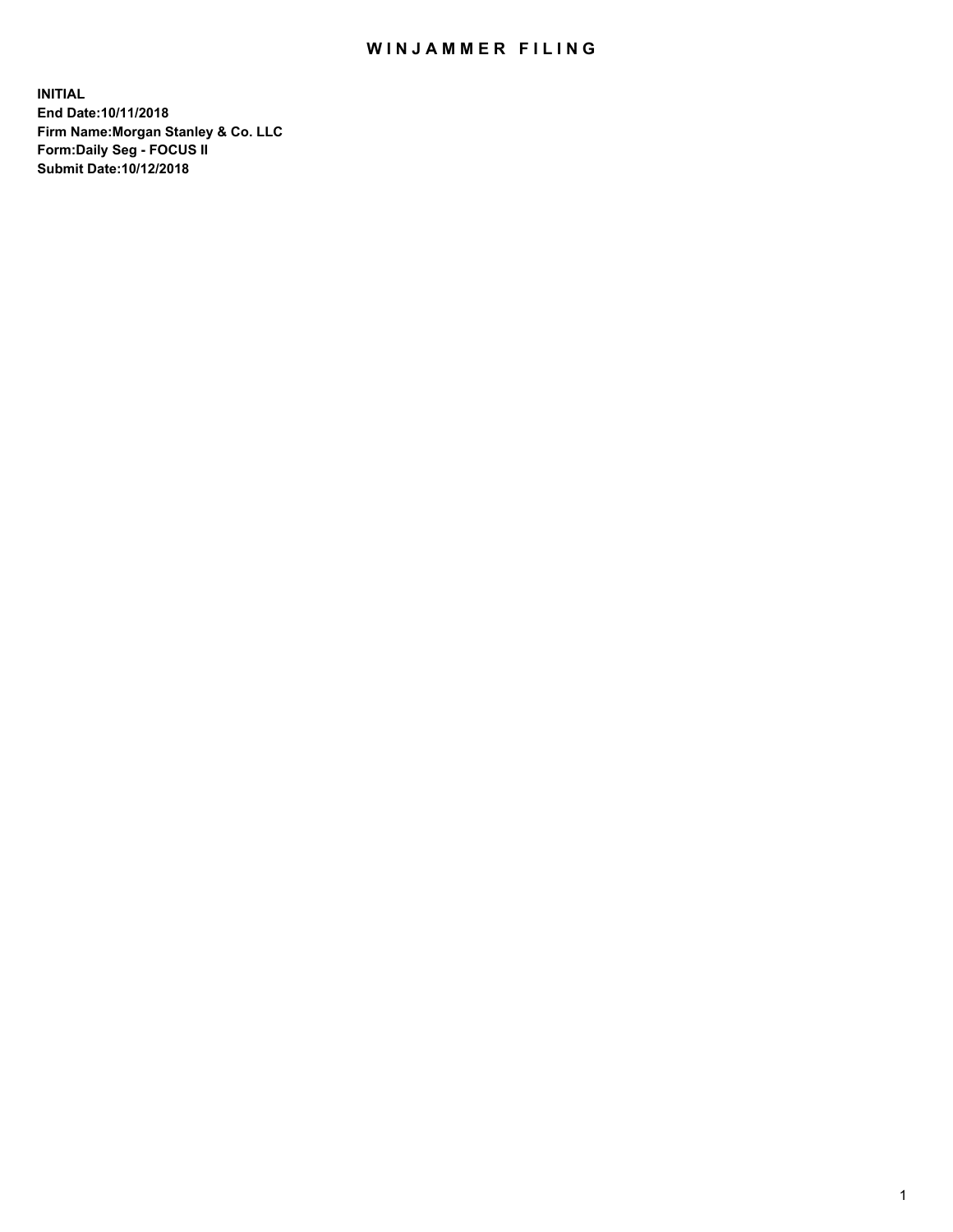# WINJAMMER FILING

**INITIAL**
**End Date:10/11/2018**
**Firm Name:Morgan Stanley & Co. LLC**
**Form:Daily Seg - FOCUS II**
**Submit Date:10/12/2018**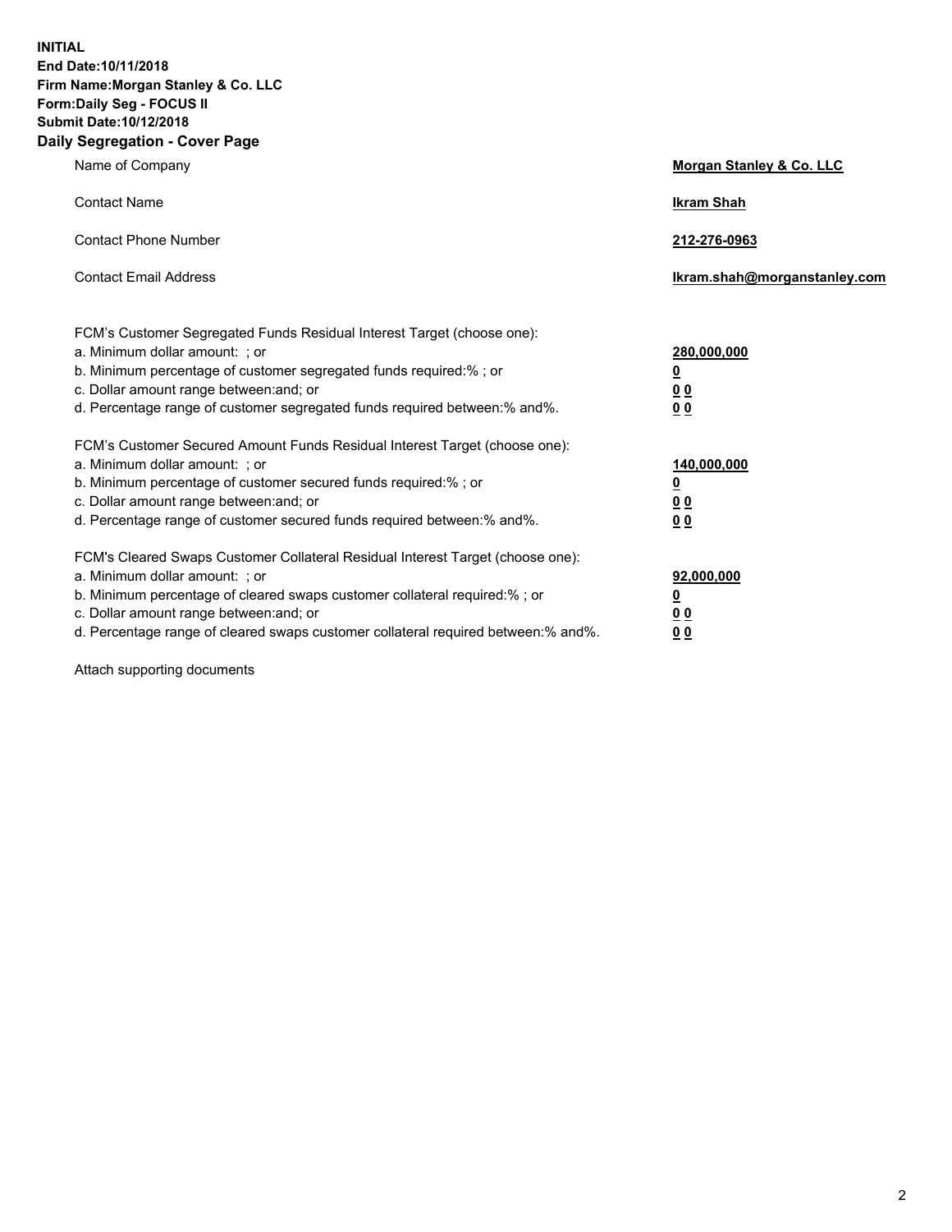**INITIAL**
**End Date:10/11/2018**
**Firm Name:Morgan Stanley & Co. LLC**
**Form:Daily Seg - FOCUS II**
**Submit Date:10/12/2018**
**Daily Segregation - Cover Page**

| | |
|---|---|
| Name of Company | **Morgan Stanley & Co. LLC** |
| Contact Name | **Ikram Shah** |
| Contact Phone Number | **212-276-0963** |
| Contact Email Address | **Ikram.shah@morganstanley.com** |

| | |
|---|---|
| FCM's Customer Segregated Funds Residual Interest Target (choose one): | |
| a. Minimum dollar amount: ; or | **280,000,000** |
| b. Minimum percentage of customer segregated funds required:% ; or | **0** |
| c. Dollar amount range between:and; or | **0 0** |
| d. Percentage range of customer segregated funds required between:% and%. | **0 0** |
| FCM's Customer Secured Amount Funds Residual Interest Target (choose one): | |
| a. Minimum dollar amount: ; or | **140,000,000** |
| b. Minimum percentage of customer secured funds required:% ; or | **0** |
| c. Dollar amount range between:and; or | **0 0** |
| d. Percentage range of customer secured funds required between:% and%. | **0 0** |
| FCM's Cleared Swaps Customer Collateral Residual Interest Target (choose one): | |
| a. Minimum dollar amount: ; or | **92,000,000** |
| b. Minimum percentage of cleared swaps customer collateral required:% ; or | **0** |
| c. Dollar amount range between:and; or | **0 0** |
| d. Percentage range of cleared swaps customer collateral required between:% and%. | **0 0** |

Attach supporting documents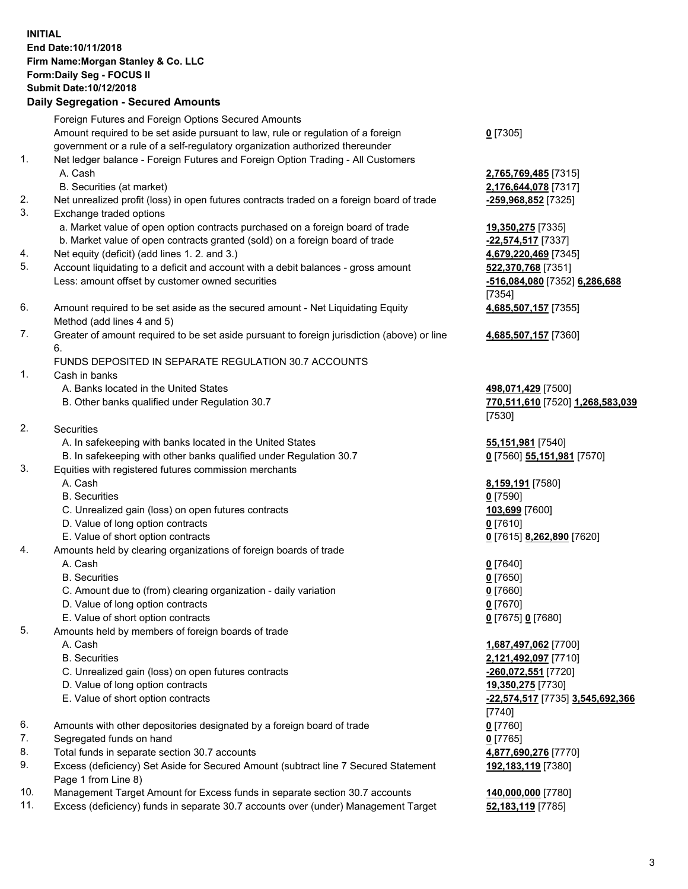**INITIAL**
**End Date:10/11/2018**
**Firm Name:Morgan Stanley & Co. LLC**
**Form:Daily Seg - FOCUS II**
**Submit Date:10/12/2018**
**Daily Segregation - Secured Amounts**

| | | |
|---|---|---|
| | Foreign Futures and Foreign Options Secured Amounts | |
| | Amount required to be set aside pursuant to law, rule or regulation of a foreign government or a rule of a self-regulatory organization authorized thereunder | **0** [7305] |
| 1. | Net ledger balance - Foreign Futures and Foreign Option Trading - All Customers | |
| | A. Cash | **2,765,769,485** [7315] |
| | B. Securities (at market) | **2,176,644,078** [7317] |
| 2. | Net unrealized profit (loss) in open futures contracts traded on a foreign board of trade | **-259,968,852** [7325] |
| 3. | Exchange traded options | |
| | a. Market value of open option contracts purchased on a foreign board of trade | **19,350,275** [7335] |
| | b. Market value of open contracts granted (sold) on a foreign board of trade | **-22,574,517** [7337] |
| 4. | Net equity (deficit) (add lines 1. 2. and 3.) | **4,679,220,469** [7345] |
| 5. | Account liquidating to a deficit and account with a debit balances - gross amount | **522,370,768** [7351] |
| | Less: amount offset by customer owned securities | **-516,084,080** [7352] **6,286,688** [7354] |
| 6. | Amount required to be set aside as the secured amount - Net Liquidating Equity Method (add lines 4 and 5) | **4,685,507,157** [7355] |
| 7. | Greater of amount required to be set aside pursuant to foreign jurisdiction (above) or line 6. | **4,685,507,157** [7360] |
| | FUNDS DEPOSITED IN SEPARATE REGULATION 30.7 ACCOUNTS | |
| 1. | Cash in banks | |
| | A. Banks located in the United States | **498,071,429** [7500] |
| | B. Other banks qualified under Regulation 30.7 | **770,511,610** [7520] **1,268,583,039** [7530] |
| 2. | Securities | |
| | A. In safekeeping with banks located in the United States | **55,151,981** [7540] |
| | B. In safekeeping with other banks qualified under Regulation 30.7 | **0** [7560] **55,151,981** [7570] |
| 3. | Equities with registered futures commission merchants | |
| | A. Cash | **8,159,191** [7580] |
| | B. Securities | **0** [7590] |
| | C. Unrealized gain (loss) on open futures contracts | **103,699** [7600] |
| | D. Value of long option contracts | **0** [7610] |
| | E. Value of short option contracts | **0** [7615] **8,262,890** [7620] |
| 4. | Amounts held by clearing organizations of foreign boards of trade | |
| | A. Cash | **0** [7640] |
| | B. Securities | **0** [7650] |
| | C. Amount due to (from) clearing organization - daily variation | **0** [7660] |
| | D. Value of long option contracts | **0** [7670] |
| | E. Value of short option contracts | **0** [7675] **0** [7680] |
| 5. | Amounts held by members of foreign boards of trade | |
| | A. Cash | **1,687,497,062** [7700] |
| | B. Securities | **2,121,492,097** [7710] |
| | C. Unrealized gain (loss) on open futures contracts | **-260,072,551** [7720] |
| | D. Value of long option contracts | **19,350,275** [7730] |
| | E. Value of short option contracts | **-22,574,517** [7735] **3,545,692,366** [7740] |
| 6. | Amounts with other depositories designated by a foreign board of trade | **0** [7760] |
| 7. | Segregated funds on hand | **0** [7765] |
| 8. | Total funds in separate section 30.7 accounts | **4,877,690,276** [7770] |
| 9. | Excess (deficiency) Set Aside for Secured Amount (subtract line 7 Secured Statement Page 1 from Line 8) | **192,183,119** [7380] |
| 10. | Management Target Amount for Excess funds in separate section 30.7 accounts | **140,000,000** [7780] |
| 11. | Excess (deficiency) funds in separate 30.7 accounts over (under) Management Target | **52,183,119** [7785] |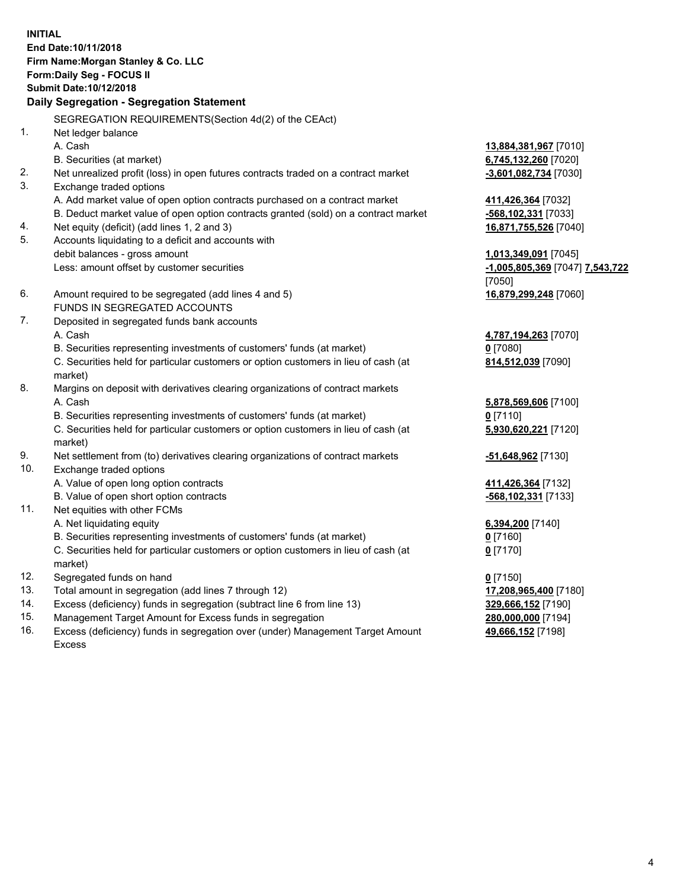**INITIAL**
**End Date:10/11/2018**
**Firm Name:Morgan Stanley & Co. LLC**
**Form:Daily Seg - FOCUS II**
**Submit Date:10/12/2018**

## Daily Segregation - Segregation Statement

SEGREGATION REQUIREMENTS(Section 4d(2) of the CEAct)

| | | |
|---|---|---|
| 1. | Net ledger balance | |
| | A. Cash | **13,884,381,967** [7010] |
| | B. Securities (at market) | **6,745,132,260** [7020] |
| 2. | Net unrealized profit (loss) in open futures contracts traded on a contract market | **-3,601,082,734** [7030] |
| 3. | Exchange traded options | |
| | A. Add market value of open option contracts purchased on a contract market | **411,426,364** [7032] |
| | B. Deduct market value of open option contracts granted (sold) on a contract market | **-568,102,331** [7033] |
| 4. | Net equity (deficit) (add lines 1, 2 and 3) | **16,871,755,526** [7040] |
| 5. | Accounts liquidating to a deficit and accounts with debit balances - gross amount | **1,013,349,091** [7045] |
| | Less: amount offset by customer securities | **-1,005,805,369** [7047] **7,543,722** [7050] |
| 6. | Amount required to be segregated (add lines 4 and 5) | **16,879,299,248** [7060] |
| | FUNDS IN SEGREGATED ACCOUNTS | |
| 7. | Deposited in segregated funds bank accounts | |
| | A. Cash | **4,787,194,263** [7070] |
| | B. Securities representing investments of customers' funds (at market) | **0** [7080] |
| | C. Securities held for particular customers or option customers in lieu of cash (at market) | **814,512,039** [7090] |
| 8. | Margins on deposit with derivatives clearing organizations of contract markets | |
| | A. Cash | **5,878,569,606** [7100] |
| | B. Securities representing investments of customers' funds (at market) | **0** [7110] |
| | C. Securities held for particular customers or option customers in lieu of cash (at market) | **5,930,620,221** [7120] |
| 9. | Net settlement from (to) derivatives clearing organizations of contract markets | **-51,648,962** [7130] |
| 10. | Exchange traded options | |
| | A. Value of open long option contracts | **411,426,364** [7132] |
| | B. Value of open short option contracts | **-568,102,331** [7133] |
| 11. | Net equities with other FCMs | |
| | A. Net liquidating equity | **6,394,200** [7140] |
| | B. Securities representing investments of customers' funds (at market) | **0** [7160] |
| | C. Securities held for particular customers or option customers in lieu of cash (at market) | **0** [7170] |
| 12. | Segregated funds on hand | **0** [7150] |
| 13. | Total amount in segregation (add lines 7 through 12) | **17,208,965,400** [7180] |
| 14. | Excess (deficiency) funds in segregation (subtract line 6 from line 13) | **329,666,152** [7190] |
| 15. | Management Target Amount for Excess funds in segregation | **280,000,000** [7194] |
| 16. | Excess (deficiency) funds in segregation over (under) Management Target Amount Excess | **49,666,152** [7198] |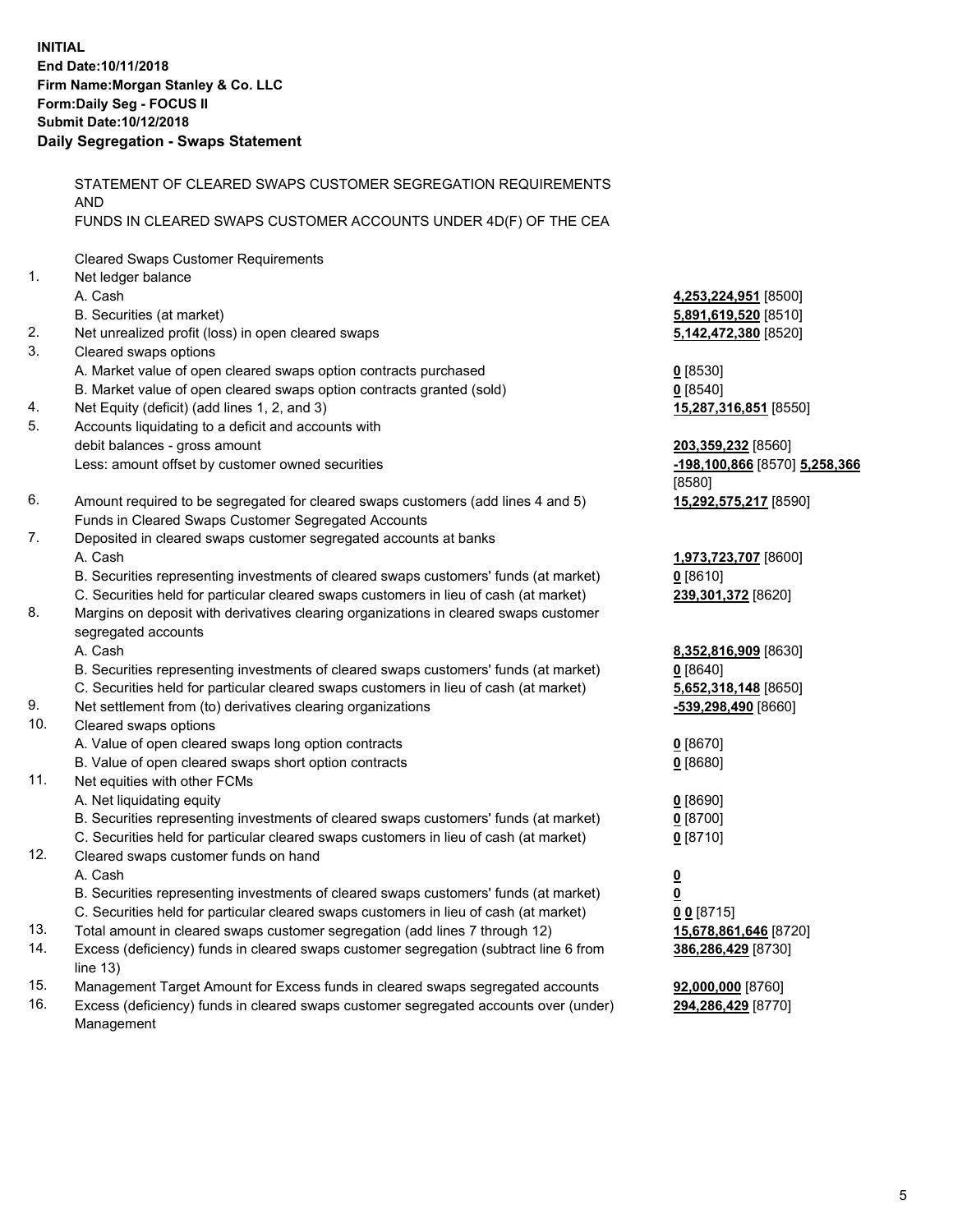**INITIAL**
**End Date:10/11/2018**
**Firm Name:Morgan Stanley & Co. LLC**
**Form:Daily Seg - FOCUS II**
**Submit Date:10/12/2018**
**Daily Segregation - Swaps Statement**

STATEMENT OF CLEARED SWAPS CUSTOMER SEGREGATION REQUIREMENTS AND FUNDS IN CLEARED SWAPS CUSTOMER ACCOUNTS UNDER 4D(F) OF THE CEA

| | | |
|---|---|---|
| | Cleared Swaps Customer Requirements | |
| 1. | Net ledger balance | |
| | A. Cash | **4,253,224,951** [8500] |
| | B. Securities (at market) | **5,891,619,520** [8510] |
| 2. | Net unrealized profit (loss) in open cleared swaps | **5,142,472,380** [8520] |
| 3. | Cleared swaps options | |
| | A. Market value of open cleared swaps option contracts purchased | **0** [8530] |
| | B. Market value of open cleared swaps option contracts granted (sold) | **0** [8540] |
| 4. | Net Equity (deficit) (add lines 1, 2, and 3) | **15,287,316,851** [8550] |
| 5. | Accounts liquidating to a deficit and accounts with debit balances - gross amount | **203,359,232** [8560] |
| | Less: amount offset by customer owned securities | **-198,100,866** [8570] **5,258,366** [8580] |
| 6. | Amount required to be segregated for cleared swaps customers (add lines 4 and 5) | **15,292,575,217** [8590] |
| | Funds in Cleared Swaps Customer Segregated Accounts | |
| 7. | Deposited in cleared swaps customer segregated accounts at banks | |
| | A. Cash | **1,973,723,707** [8600] |
| | B. Securities representing investments of cleared swaps customers' funds (at market) | **0** [8610] |
| | C. Securities held for particular cleared swaps customers in lieu of cash (at market) | **239,301,372** [8620] |
| 8. | Margins on deposit with derivatives clearing organizations in cleared swaps customer segregated accounts | |
| | A. Cash | **8,352,816,909** [8630] |
| | B. Securities representing investments of cleared swaps customers' funds (at market) | **0** [8640] |
| | C. Securities held for particular cleared swaps customers in lieu of cash (at market) | **5,652,318,148** [8650] |
| 9. | Net settlement from (to) derivatives clearing organizations | **-539,298,490** [8660] |
| 10. | Cleared swaps options | |
| | A. Value of open cleared swaps long option contracts | **0** [8670] |
| | B. Value of open cleared swaps short option contracts | **0** [8680] |
| 11. | Net equities with other FCMs | |
| | A. Net liquidating equity | **0** [8690] |
| | B. Securities representing investments of cleared swaps customers' funds (at market) | **0** [8700] |
| | C. Securities held for particular cleared swaps customers in lieu of cash (at market) | **0** [8710] |
| 12. | Cleared swaps customer funds on hand | |
| | A. Cash | **0** |
| | B. Securities representing investments of cleared swaps customers' funds (at market) | **0** |
| | C. Securities held for particular cleared swaps customers in lieu of cash (at market) | **0** **0** [8715] |
| 13. | Total amount in cleared swaps customer segregation (add lines 7 through 12) | **15,678,861,646** [8720] |
| 14. | Excess (deficiency) funds in cleared swaps customer segregation (subtract line 6 from line 13) | **386,286,429** [8730] |
| 15. | Management Target Amount for Excess funds in cleared swaps segregated accounts | **92,000,000** [8760] |
| 16. | Excess (deficiency) funds in cleared swaps customer segregated accounts over (under) Management | **294,286,429** [8770] |